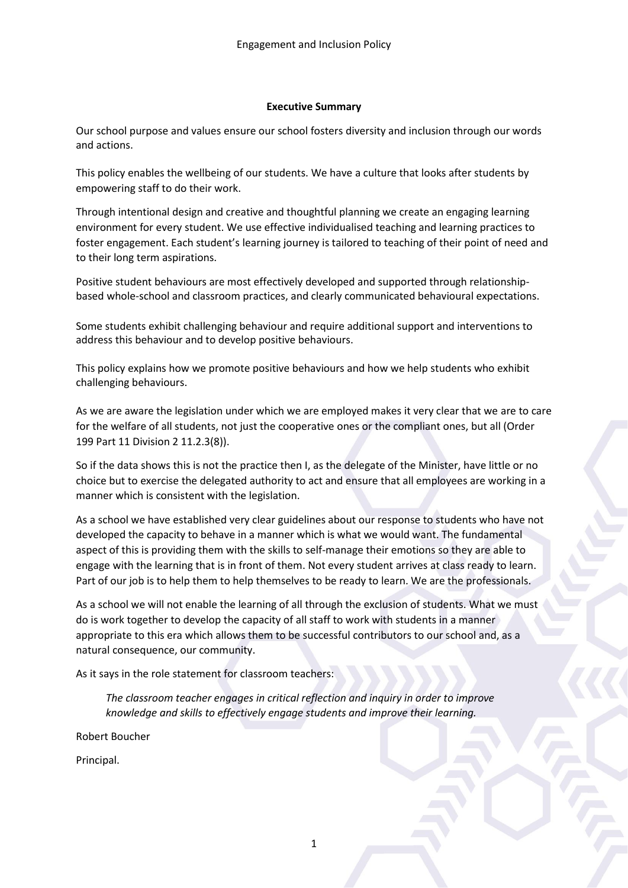### Executive Summary

Our school purpose and values ensure our school fosters diversity and inclusion through our words and actions.

This policy enables the wellbeing of our students. We have a culture that looks after students by empowering staff to do their work.

Through intentional design and creative and thoughtful planning we create an engaging learning environment for every student. We use effective individualised teaching and learning practices to foster engagement. Each student's learning journey is tailored to teaching of their point of need and to their long term aspirations.

Positive student behaviours are most effectively developed and supported through relationship-based whole-school and classroom practices, and clearly communicated behavioural expectations.

Some students exhibit challenging behaviour and require additional support and interventions to address this behaviour and to develop positive behaviours.

This policy explains how we promote positive behaviours and how we help students who exhibit challenging behaviours.

As we are aware the legislation under which we are employed makes it very clear that we are to care for the welfare of all students, not just the cooperative ones or the compliant ones, but all (Order 199 Part 11 Division 2 11.2.3(8)).

So if the data shows this is not the practice then I, as the delegate of the Minister, have little or no choice but to exercise the delegated authority to act and ensure that all employees are working in a manner which is consistent with the legislation.

As a school we have established very clear guidelines about our response to students who have not developed the capacity to behave in a manner which is what we would want. The fundamental aspect of this is providing them with the skills to self-manage their emotions so they are able to engage with the learning that is in front of them. Not every student arrives at class ready to learn. Part of our job is to help them to help themselves to be ready to learn. We are the professionals.

As a school we will not enable the learning of all through the exclusion of students. What we must do is work together to develop the capacity of all staff to work with students in a manner appropriate to this era which allows them to be successful contributors to our school and, as a natural consequence, our community.

As it says in the role statement for classroom teachers:

> *The classroom teacher engages in critical reflection and inquiry in order to improve knowledge and skills to effectively engage students and improve their learning.*

Robert Boucher

Principal.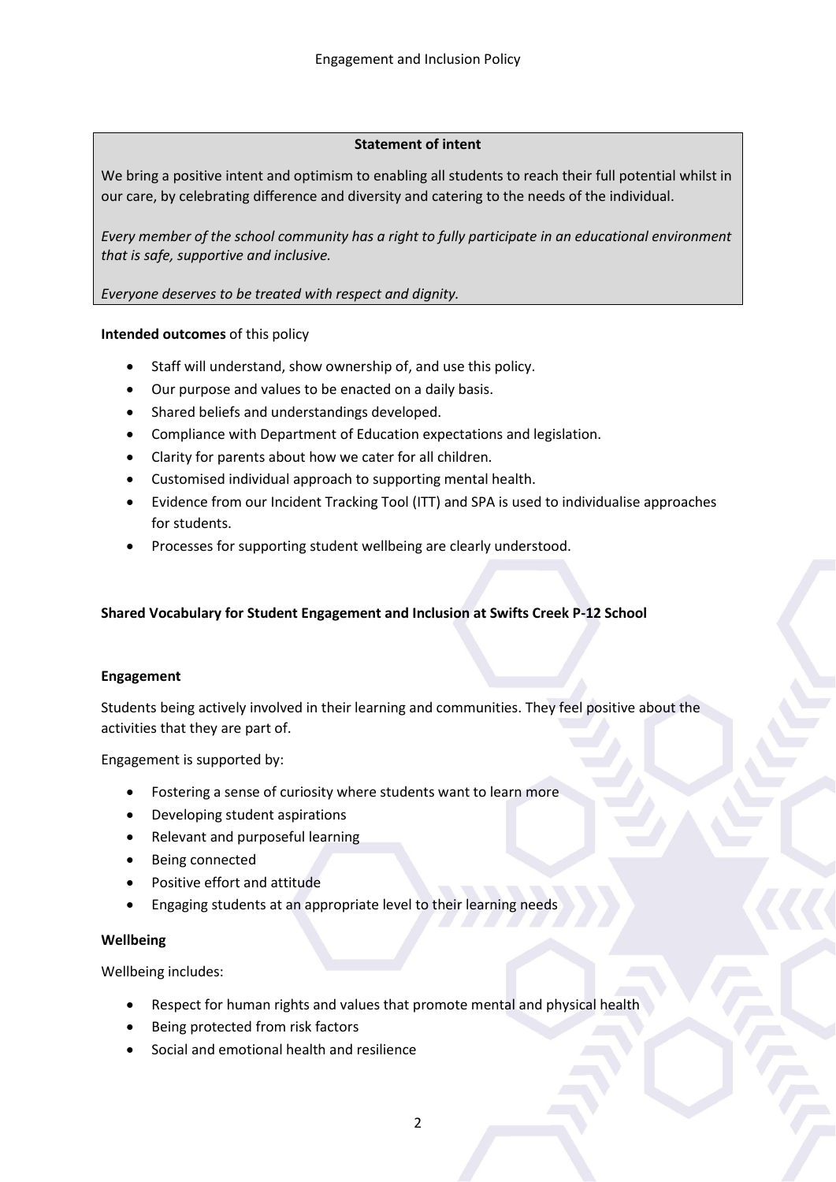**Statement of intent**

We bring a positive intent and optimism to enabling all students to reach their full potential whilst in our care, by celebrating difference and diversity and catering to the needs of the individual.

*Every member of the school community has a right to fully participate in an educational environment that is safe, supportive and inclusive.*

*Everyone deserves to be treated with respect and dignity.*

**Intended outcomes** of this policy

- Staff will understand, show ownership of, and use this policy.
- Our purpose and values to be enacted on a daily basis.
- Shared beliefs and understandings developed.
- Compliance with Department of Education expectations and legislation.
- Clarity for parents about how we cater for all children.
- Customised individual approach to supporting mental health.
- Evidence from our Incident Tracking Tool (ITT) and SPA is used to individualise approaches for students.
- Processes for supporting student wellbeing are clearly understood.

**Shared Vocabulary for Student Engagement and Inclusion at Swifts Creek P-12 School**

**Engagement**

Students being actively involved in their learning and communities. They feel positive about the activities that they are part of.

Engagement is supported by:

- Fostering a sense of curiosity where students want to learn more
- Developing student aspirations
- Relevant and purposeful learning
- Being connected
- Positive effort and attitude
- Engaging students at an appropriate level to their learning needs

**Wellbeing**

Wellbeing includes:

- Respect for human rights and values that promote mental and physical health
- Being protected from risk factors
- Social and emotional health and resilience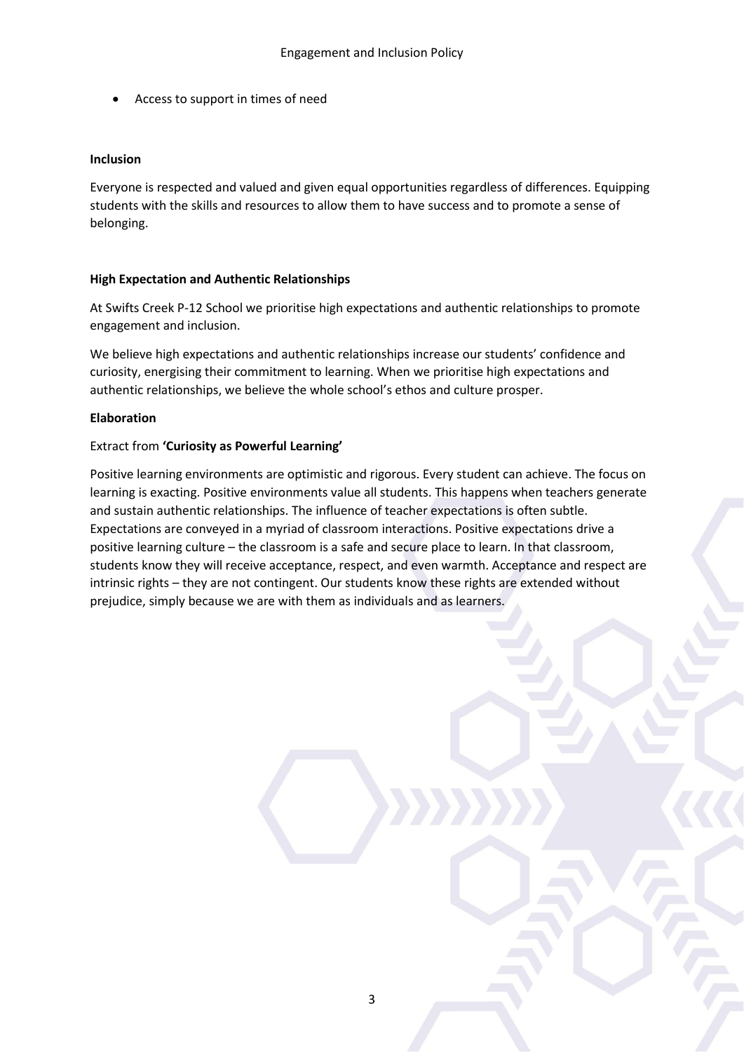- Access to support in times of need

**Inclusion**

Everyone is respected and valued and given equal opportunities regardless of differences. Equipping students with the skills and resources to allow them to have success and to promote a sense of belonging.

**High Expectation and Authentic Relationships**

At Swifts Creek P-12 School we prioritise high expectations and authentic relationships to promote engagement and inclusion.

We believe high expectations and authentic relationships increase our students' confidence and curiosity, energising their commitment to learning. When we prioritise high expectations and authentic relationships, we believe the whole school's ethos and culture prosper.

**Elaboration**

Extract from **'Curiosity as Powerful Learning'**

Positive learning environments are optimistic and rigorous. Every student can achieve. The focus on learning is exacting. Positive environments value all students. This happens when teachers generate and sustain authentic relationships. The influence of teacher expectations is often subtle. Expectations are conveyed in a myriad of classroom interactions. Positive expectations drive a positive learning culture – the classroom is a safe and secure place to learn. In that classroom, students know they will receive acceptance, respect, and even warmth. Acceptance and respect are intrinsic rights – they are not contingent. Our students know these rights are extended without prejudice, simply because we are with them as individuals and as learners.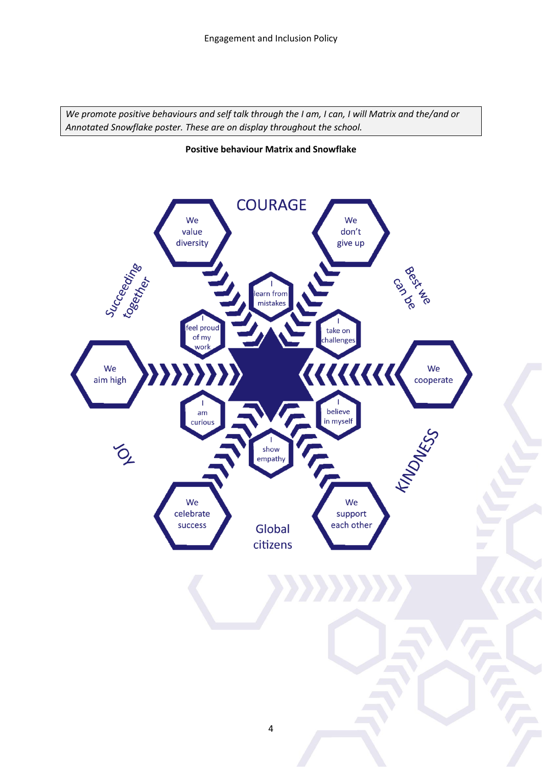*We promote positive behaviours and self talk through the I am, I can, I will Matrix and the/and or Annotated Snowflake poster. These are on display throughout the school.*

**Positive behaviour Matrix and Snowflake**

COURAGE

We value diversity

We don't give up

Succeeding together

Best we can be

I learn from mistakes

I feel proud of my work

I take on challenges

We aim high

We cooperate

I am curious

I believe in myself

I show empathy

JOY

KINDNESS

We celebrate success

We support each other

Global citizens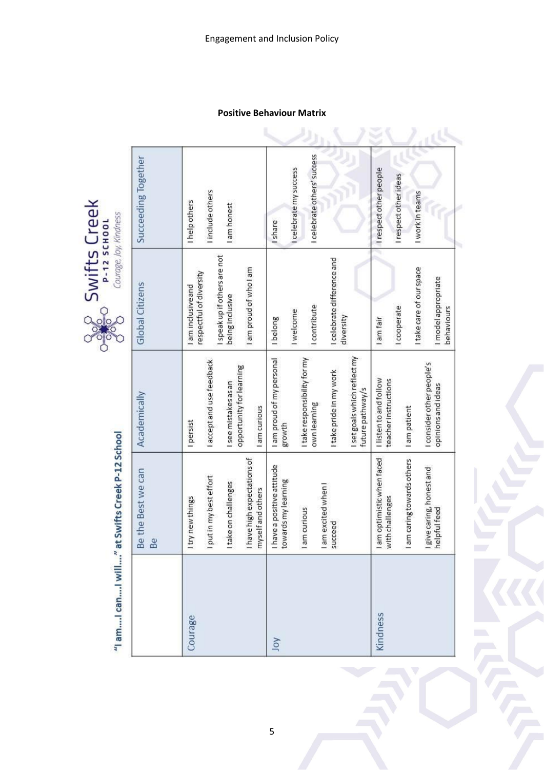## Positive Behaviour Matrix

**"I am....I can....I will...." at Swifts Creek P-12 School**

Swifts Creek P-12 SCHOOL
*Courage, Joy, Kindness*

| | Be the Best we can Be | Academically | Global Citizens | Succeeding Together |
|---|---|---|---|---|
| Courage | I try new things<br>I put in my best effort<br>I take on challenges<br>I have high expectations of myself and others | I persist<br>I accept and use feedback<br>I see mistakes as an opportunity for learning<br>I am curious | I am inclusive and respectful of diversity<br>I speak up if others are not being inclusive<br>I am proud of who I am | I help others<br>I include others<br>I am honest |
| Joy | I have a positive attitude towards my learning<br>I am curious<br>I am excited when I succeed | I am proud of my personal growth<br>I take responsibility for my own learning<br>I take pride in my work<br>I set goals which reflect my future pathway/s | I belong<br>I welcome<br>I contribute<br>I celebrate difference and diversity | I share<br>I celebrate my success<br>I celebrate others' success |
| Kindness | I am optimistic when faced with challenges<br>I am caring towards others<br>I give caring, honest and helpful feed | I listen to and follow teacher instructions<br>I am patient<br>I consider other people's opinions and ideas | I am fair<br>I cooperate<br>I take care of our space<br>I model appropriate behaviours | I respect other people<br>I respect other ideas<br>I work in teams |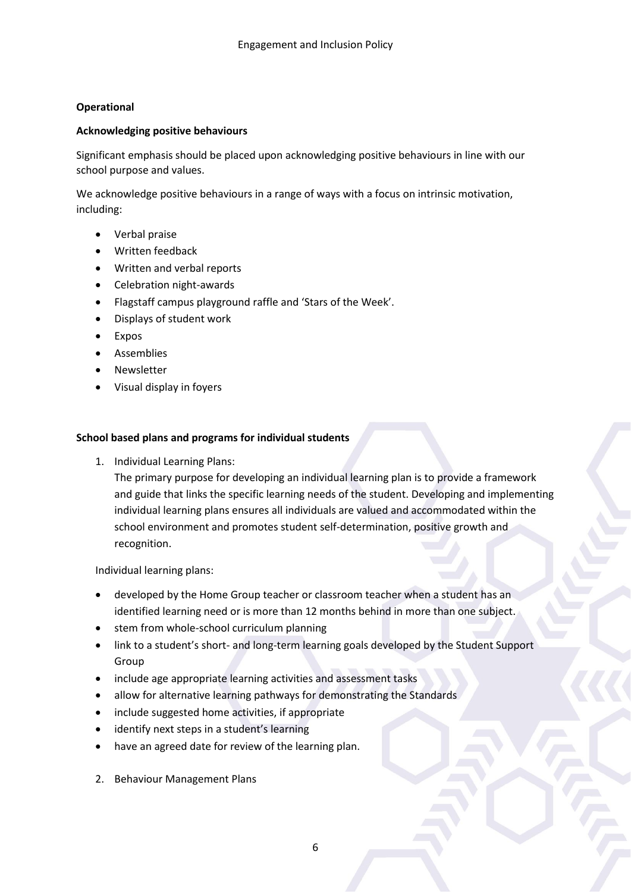**Operational**

**Acknowledging positive behaviours**

Significant emphasis should be placed upon acknowledging positive behaviours in line with our school purpose and values.

We acknowledge positive behaviours in a range of ways with a focus on intrinsic motivation, including:

- Verbal praise
- Written feedback
- Written and verbal reports
- Celebration night-awards
- Flagstaff campus playground raffle and 'Stars of the Week'.
- Displays of student work
- Expos
- Assemblies
- Newsletter
- Visual display in foyers

**School based plans and programs for individual students**

1. Individual Learning Plans:
   The primary purpose for developing an individual learning plan is to provide a framework and guide that links the specific learning needs of the student. Developing and implementing individual learning plans ensures all individuals are valued and accommodated within the school environment and promotes student self-determination, positive growth and recognition.

   Individual learning plans:

- developed by the Home Group teacher or classroom teacher when a student has an identified learning need or is more than 12 months behind in more than one subject.
- stem from whole-school curriculum planning
- link to a student's short- and long-term learning goals developed by the Student Support Group
- include age appropriate learning activities and assessment tasks
- allow for alternative learning pathways for demonstrating the Standards
- include suggested home activities, if appropriate
- identify next steps in a student's learning
- have an agreed date for review of the learning plan.

2. Behaviour Management Plans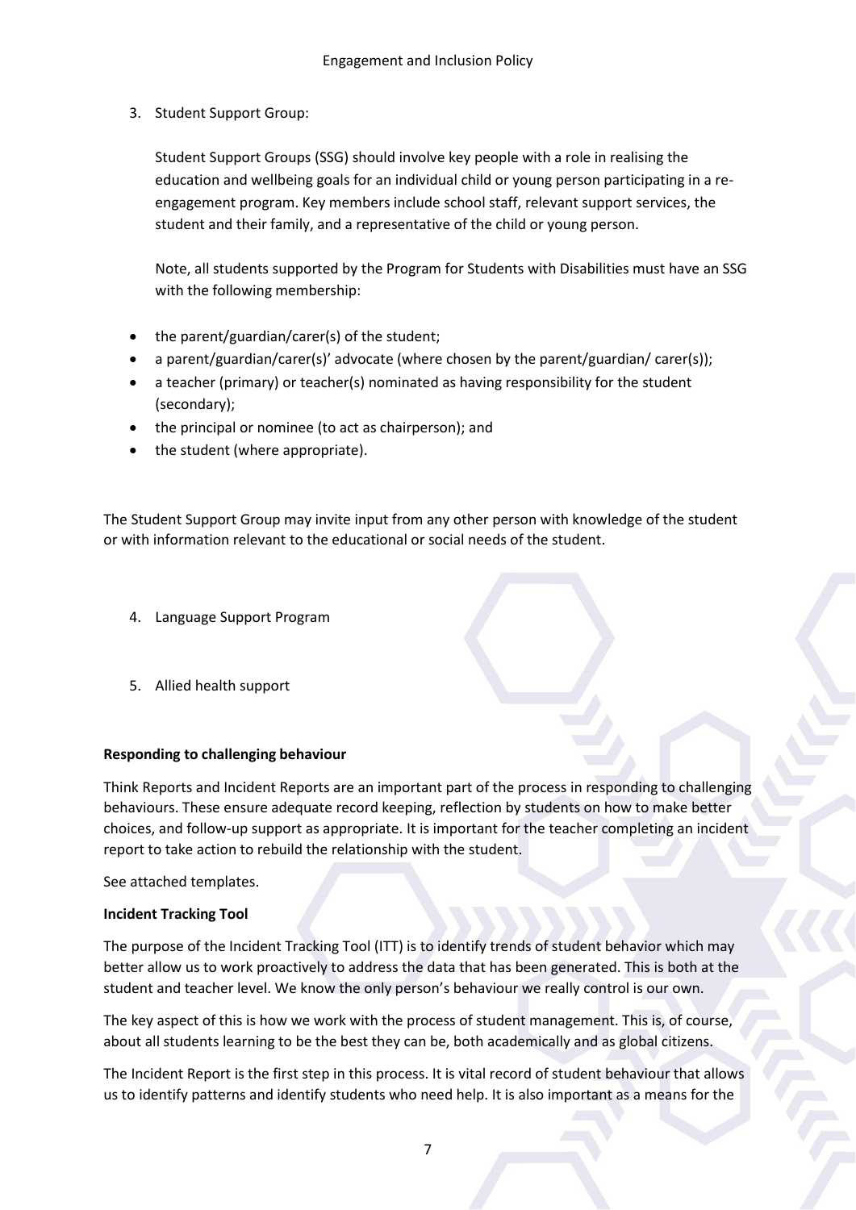3. Student Support Group:

   Student Support Groups (SSG) should involve key people with a role in realising the education and wellbeing goals for an individual child or young person participating in a re-engagement program. Key members include school staff, relevant support services, the student and their family, and a representative of the child or young person.

   Note, all students supported by the Program for Students with Disabilities must have an SSG with the following membership:

- the parent/guardian/carer(s) of the student;
- a parent/guardian/carer(s)' advocate (where chosen by the parent/guardian/ carer(s));
- a teacher (primary) or teacher(s) nominated as having responsibility for the student (secondary);
- the principal or nominee (to act as chairperson); and
- the student (where appropriate).

The Student Support Group may invite input from any other person with knowledge of the student or with information relevant to the educational or social needs of the student.

4. Language Support Program

5. Allied health support

**Responding to challenging behaviour**

Think Reports and Incident Reports are an important part of the process in responding to challenging behaviours. These ensure adequate record keeping, reflection by students on how to make better choices, and follow-up support as appropriate. It is important for the teacher completing an incident report to take action to rebuild the relationship with the student.

See attached templates.

**Incident Tracking Tool**

The purpose of the Incident Tracking Tool (ITT) is to identify trends of student behavior which may better allow us to work proactively to address the data that has been generated. This is both at the student and teacher level. We know the only person's behaviour we really control is our own.

The key aspect of this is how we work with the process of student management. This is, of course, about all students learning to be the best they can be, both academically and as global citizens.

The Incident Report is the first step in this process. It is vital record of student behaviour that allows us to identify patterns and identify students who need help. It is also important as a means for the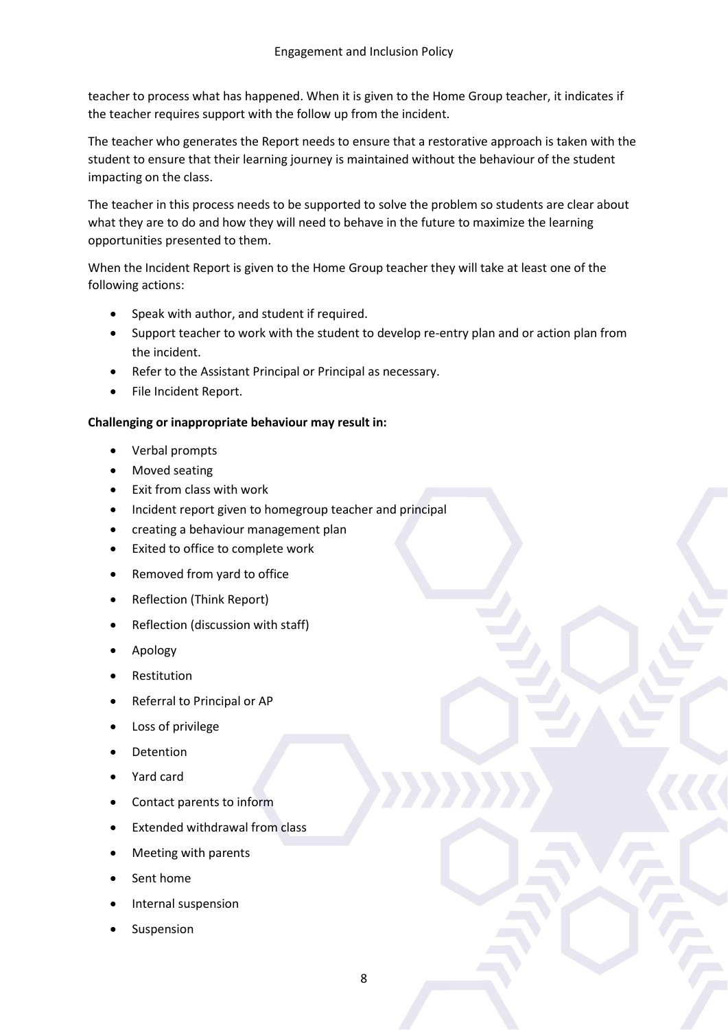teacher to process what has happened. When it is given to the Home Group teacher, it indicates if the teacher requires support with the follow up from the incident.

The teacher who generates the Report needs to ensure that a restorative approach is taken with the student to ensure that their learning journey is maintained without the behaviour of the student impacting on the class.

The teacher in this process needs to be supported to solve the problem so students are clear about what they are to do and how they will need to behave in the future to maximize the learning opportunities presented to them.

When the Incident Report is given to the Home Group teacher they will take at least one of the following actions:

- Speak with author, and student if required.
- Support teacher to work with the student to develop re-entry plan and or action plan from the incident.
- Refer to the Assistant Principal or Principal as necessary.
- File Incident Report.

**Challenging or inappropriate behaviour may result in:**

- Verbal prompts
- Moved seating
- Exit from class with work
- Incident report given to homegroup teacher and principal
- creating a behaviour management plan
- Exited to office to complete work
- Removed from yard to office
- Reflection (Think Report)
- Reflection (discussion with staff)
- Apology
- Restitution
- Referral to Principal or AP
- Loss of privilege
- Detention
- Yard card
- Contact parents to inform
- Extended withdrawal from class
- Meeting with parents
- Sent home
- Internal suspension
- Suspension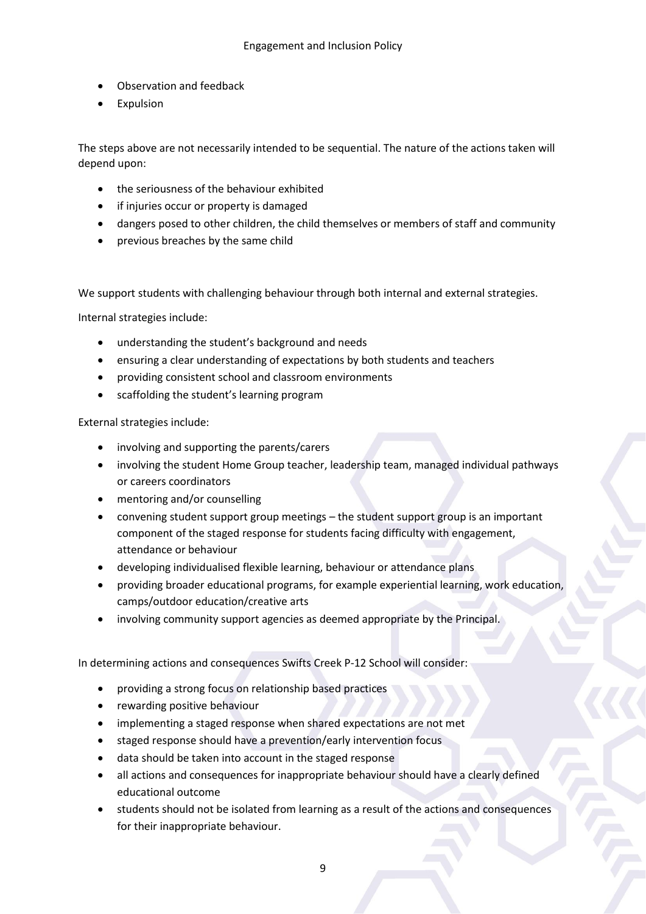- Observation and feedback
- Expulsion

The steps above are not necessarily intended to be sequential. The nature of the actions taken will depend upon:

- the seriousness of the behaviour exhibited
- if injuries occur or property is damaged
- dangers posed to other children, the child themselves or members of staff and community
- previous breaches by the same child

We support students with challenging behaviour through both internal and external strategies.

Internal strategies include:

- understanding the student's background and needs
- ensuring a clear understanding of expectations by both students and teachers
- providing consistent school and classroom environments
- scaffolding the student's learning program

External strategies include:

- involving and supporting the parents/carers
- involving the student Home Group teacher, leadership team, managed individual pathways or careers coordinators
- mentoring and/or counselling
- convening student support group meetings – the student support group is an important component of the staged response for students facing difficulty with engagement, attendance or behaviour
- developing individualised flexible learning, behaviour or attendance plans
- providing broader educational programs, for example experiential learning, work education, camps/outdoor education/creative arts
- involving community support agencies as deemed appropriate by the Principal.

In determining actions and consequences Swifts Creek P-12 School will consider:

- providing a strong focus on relationship based practices
- rewarding positive behaviour
- implementing a staged response when shared expectations are not met
- staged response should have a prevention/early intervention focus
- data should be taken into account in the staged response
- all actions and consequences for inappropriate behaviour should have a clearly defined educational outcome
- students should not be isolated from learning as a result of the actions and consequences for their inappropriate behaviour.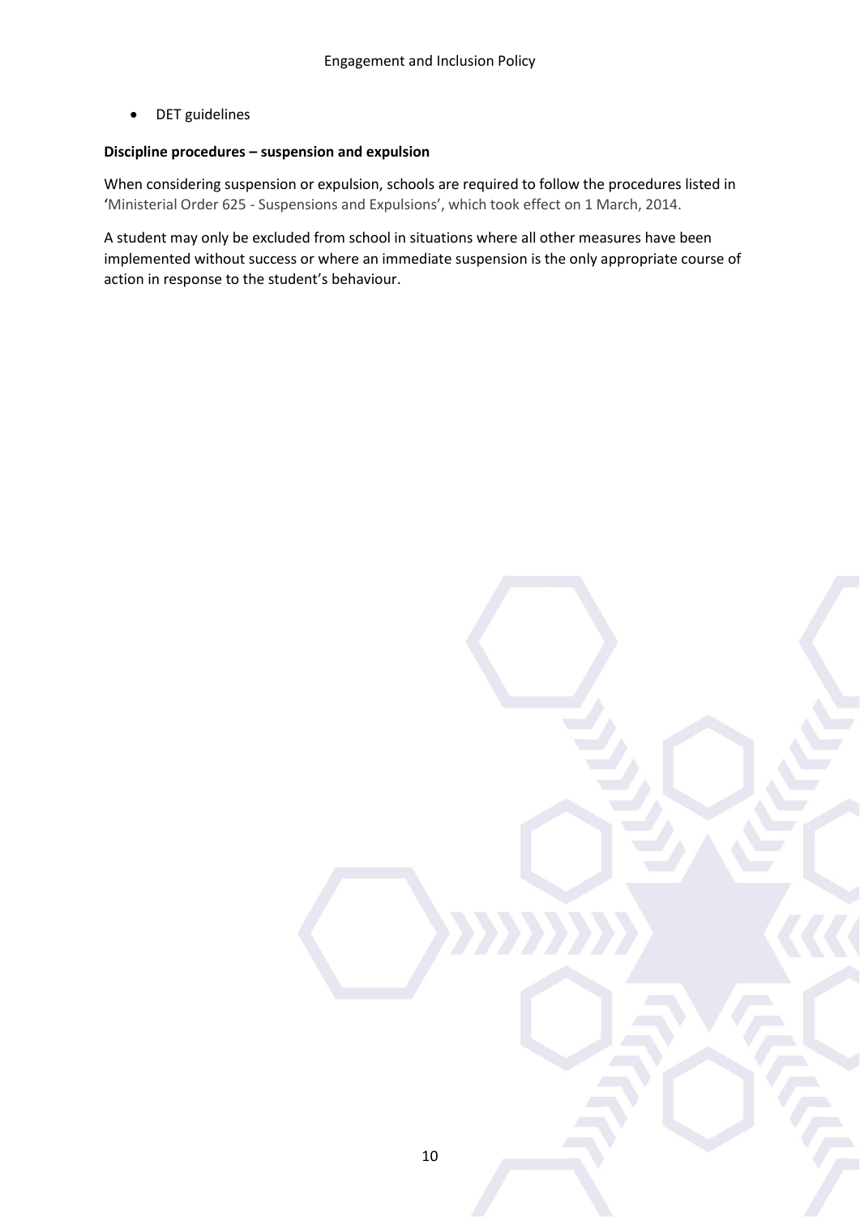- DET guidelines

**Discipline procedures – suspension and expulsion**

When considering suspension or expulsion, schools are required to follow the procedures listed in 'Ministerial Order 625 - Suspensions and Expulsions', which took effect on 1 March, 2014.

A student may only be excluded from school in situations where all other measures have been implemented without success or where an immediate suspension is the only appropriate course of action in response to the student's behaviour.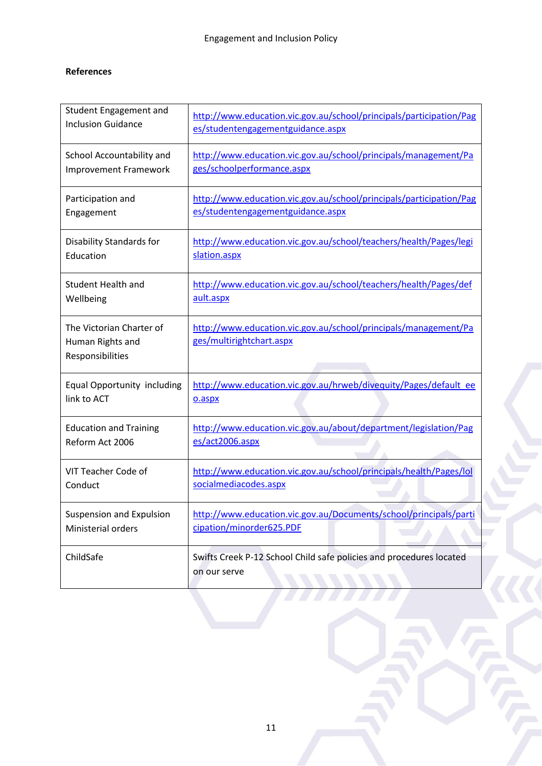**References**

| | |
|---|---|
| Student Engagement and Inclusion Guidance | http://www.education.vic.gov.au/school/principals/participation/Pages/studentengagementguidance.aspx |
| School Accountability and Improvement Framework | http://www.education.vic.gov.au/school/principals/management/Pages/schoolperformance.aspx |
| Participation and Engagement | http://www.education.vic.gov.au/school/principals/participation/Pages/studentengagementguidance.aspx |
| Disability Standards for Education | http://www.education.vic.gov.au/school/teachers/health/Pages/legislation.aspx |
| Student Health and Wellbeing | http://www.education.vic.gov.au/school/teachers/health/Pages/default.aspx |
| The Victorian Charter of Human Rights and Responsibilities | http://www.education.vic.gov.au/school/principals/management/Pages/multirightchart.aspx |
| Equal Opportunity including link to ACT | http://www.education.vic.gov.au/hrweb/divequity/Pages/default_eeo.aspx |
| Education and Training Reform Act 2006 | http://www.education.vic.gov.au/about/department/legislation/Pages/act2006.aspx |
| VIT Teacher Code of Conduct | http://www.education.vic.gov.au/school/principals/health/Pages/lolsocialmediacodes.aspx |
| Suspension and Expulsion Ministerial orders | http://www.education.vic.gov.au/Documents/school/principals/participation/minorder625.PDF |
| ChildSafe | Swifts Creek P-12 School Child safe policies and procedures located on our serve |